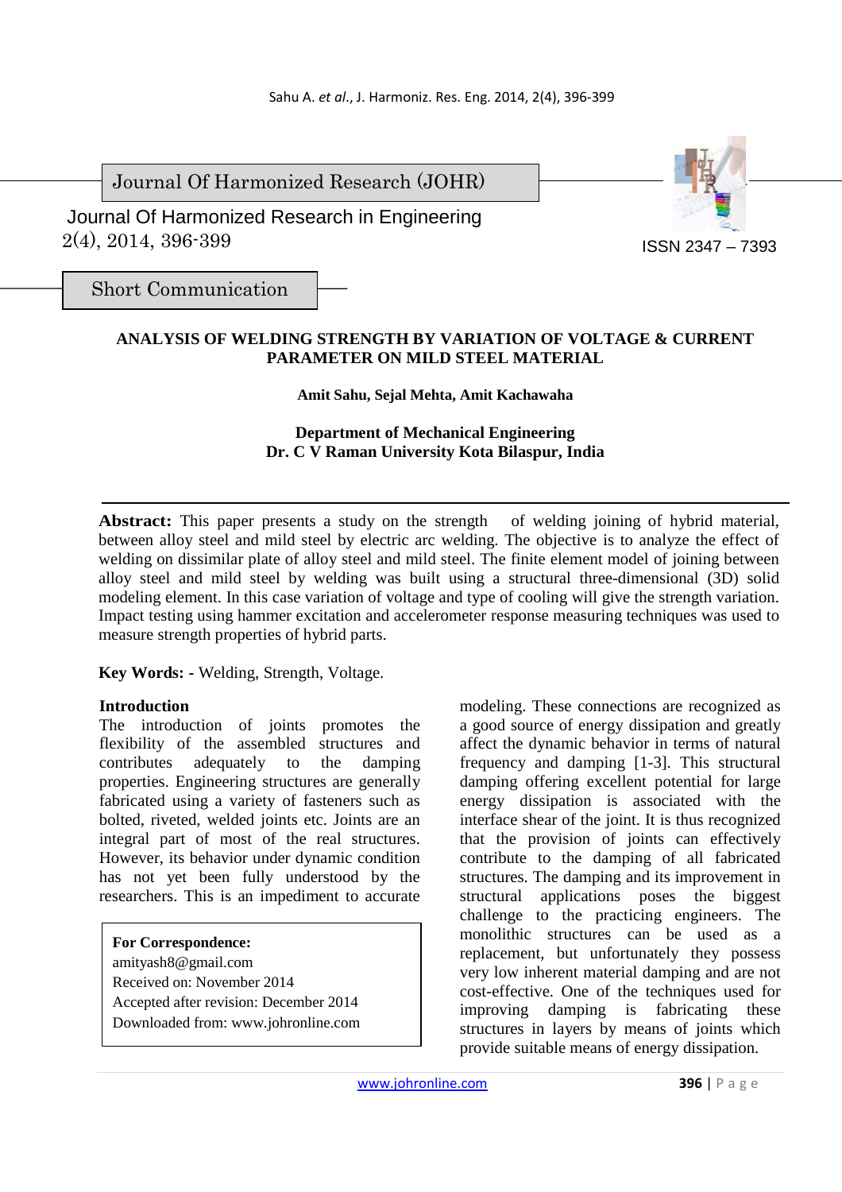Journal Of Harmonized Research (JOHR)

Journal Of Harmonized Research in Engineering
2(4), 2014, 396-399

ISSN 2347 – 7393

Short Communication

# ANALYSIS OF WELDING STRENGTH BY VARIATION OF VOLTAGE & CURRENT PARAMETER ON MILD STEEL MATERIAL

**Amit Sahu, Sejal Mehta, Amit Kachawaha**

**Department of Mechanical Engineering**
**Dr. C V Raman University Kota Bilaspur, India**

**Abstract:** This paper presents a study on the strength of welding joining of hybrid material, between alloy steel and mild steel by electric arc welding. The objective is to analyze the effect of welding on dissimilar plate of alloy steel and mild steel. The finite element model of joining between alloy steel and mild steel by welding was built using a structural three-dimensional (3D) solid modeling element. In this case variation of voltage and type of cooling will give the strength variation. Impact testing using hammer excitation and accelerometer response measuring techniques was used to measure strength properties of hybrid parts.

**Key Words: -** Welding, Strength, Voltage.

## Introduction

The introduction of joints promotes the flexibility of the assembled structures and contributes adequately to the damping properties. Engineering structures are generally fabricated using a variety of fasteners such as bolted, riveted, welded joints etc. Joints are an integral part of most of the real structures. However, its behavior under dynamic condition has not yet been fully understood by the researchers. This is an impediment to accurate modeling. These connections are recognized as a good source of energy dissipation and greatly affect the dynamic behavior in terms of natural frequency and damping [1-3]. This structural damping offering excellent potential for large energy dissipation is associated with the interface shear of the joint. It is thus recognized that the provision of joints can effectively contribute to the damping of all fabricated structures. The damping and its improvement in structural applications poses the biggest challenge to the practicing engineers. The monolithic structures can be used as a replacement, but unfortunately they possess very low inherent material damping and are not cost-effective. One of the techniques used for improving damping is fabricating these structures in layers by means of joints which provide suitable means of energy dissipation.

**For Correspondence:**
amityash8@gmail.com
Received on: November 2014
Accepted after revision: December 2014
Downloaded from: www.johronline.com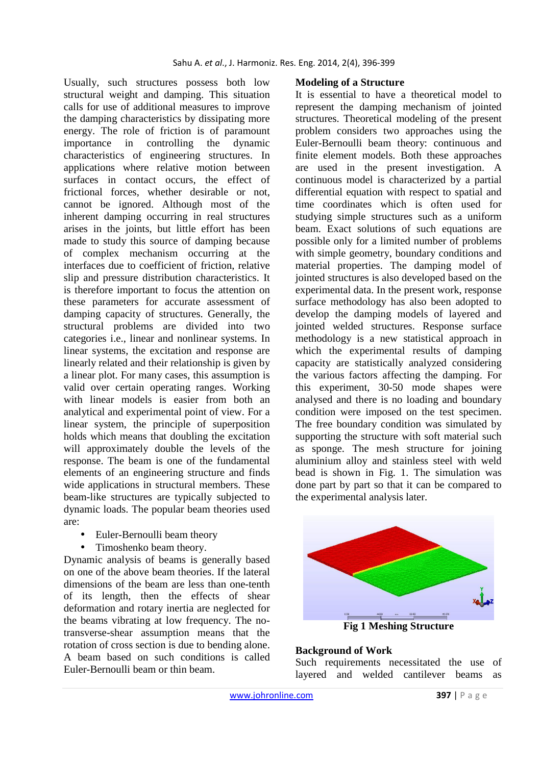Usually, such structures possess both low structural weight and damping. This situation calls for use of additional measures to improve the damping characteristics by dissipating more energy. The role of friction is of paramount importance in controlling the dynamic characteristics of engineering structures. In applications where relative motion between surfaces in contact occurs, the effect of frictional forces, whether desirable or not, cannot be ignored. Although most of the inherent damping occurring in real structures arises in the joints, but little effort has been made to study this source of damping because of complex mechanism occurring at the interfaces due to coefficient of friction, relative slip and pressure distribution characteristics. It is therefore important to focus the attention on these parameters for accurate assessment of damping capacity of structures. Generally, the structural problems are divided into two categories i.e., linear and nonlinear systems. In linear systems, the excitation and response are linearly related and their relationship is given by a linear plot. For many cases, this assumption is valid over certain operating ranges. Working with linear models is easier from both an analytical and experimental point of view. For a linear system, the principle of superposition holds which means that doubling the excitation will approximately double the levels of the response. The beam is one of the fundamental elements of an engineering structure and finds wide applications in structural members. These beam-like structures are typically subjected to dynamic loads. The popular beam theories used are:

- Euler-Bernoulli beam theory
- Timoshenko beam theory.

Dynamic analysis of beams is generally based on one of the above beam theories. If the lateral dimensions of the beam are less than one-tenth of its length, then the effects of shear deformation and rotary inertia are neglected for the beams vibrating at low frequency. The no-transverse-shear assumption means that the rotation of cross section is due to bending alone. A beam based on such conditions is called Euler-Bernoulli beam or thin beam.

## Modeling of a Structure

It is essential to have a theoretical model to represent the damping mechanism of jointed structures. Theoretical modeling of the present problem considers two approaches using the Euler-Bernoulli beam theory: continuous and finite element models. Both these approaches are used in the present investigation. A continuous model is characterized by a partial differential equation with respect to spatial and time coordinates which is often used for studying simple structures such as a uniform beam. Exact solutions of such equations are possible only for a limited number of problems with simple geometry, boundary conditions and material properties. The damping model of jointed structures is also developed based on the experimental data. In the present work, response surface methodology has also been adopted to develop the damping models of layered and jointed welded structures. Response surface methodology is a new statistical approach in which the experimental results of damping capacity are statistically analyzed considering the various factors affecting the damping. For this experiment, 30-50 mode shapes were analysed and there is no loading and boundary condition were imposed on the test specimen. The free boundary condition was simulated by supporting the structure with soft material such as sponge. The mesh structure for joining aluminium alloy and stainless steel with weld bead is shown in Fig. 1. The simulation was done part by part so that it can be compared to the experimental analysis later.

**Fig 1 Meshing Structure**

## Background of Work

Such requirements necessitated the use of layered and welded cantilever beams as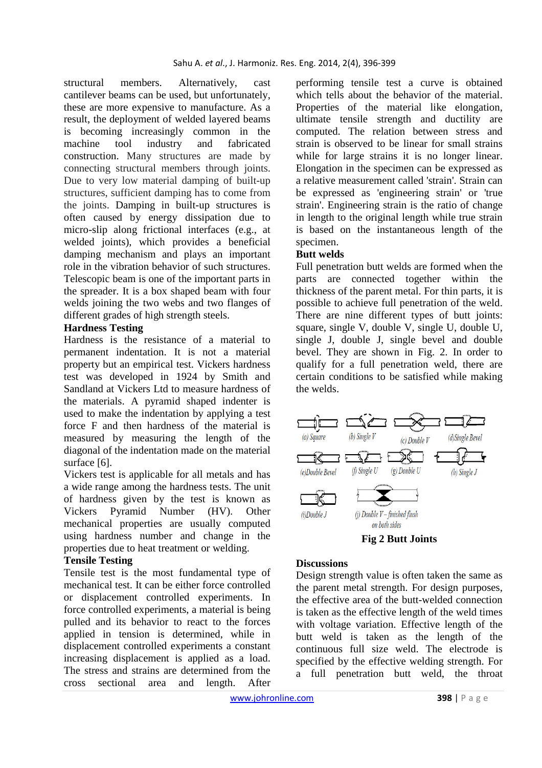structural members. Alternatively, cast cantilever beams can be used, but unfortunately, these are more expensive to manufacture. As a result, the deployment of welded layered beams is becoming increasingly common in the machine tool industry and fabricated construction. Many structures are made by connecting structural members through joints. Due to very low material damping of built-up structures, sufficient damping has to come from the joints. Damping in built-up structures is often caused by energy dissipation due to micro-slip along frictional interfaces (e.g., at welded joints), which provides a beneficial damping mechanism and plays an important role in the vibration behavior of such structures. Telescopic beam is one of the important parts in the spreader. It is a box shaped beam with four welds joining the two webs and two flanges of different grades of high strength steels.

**Hardness Testing**

Hardness is the resistance of a material to permanent indentation. It is not a material property but an empirical test. Vickers hardness test was developed in 1924 by Smith and Sandland at Vickers Ltd to measure hardness of the materials. A pyramid shaped indenter is used to make the indentation by applying a test force F and then hardness of the material is measured by measuring the length of the diagonal of the indentation made on the material surface [6].

Vickers test is applicable for all metals and has a wide range among the hardness tests. The unit of hardness given by the test is known as Vickers Pyramid Number (HV). Other mechanical properties are usually computed using hardness number and change in the properties due to heat treatment or welding.

**Tensile Testing**

Tensile test is the most fundamental type of mechanical test. It can be either force controlled or displacement controlled experiments. In force controlled experiments, a material is being pulled and its behavior to react to the forces applied in tension is determined, while in displacement controlled experiments a constant increasing displacement is applied as a load. The stress and strains are determined from the cross sectional area and length. After performing tensile test a curve is obtained which tells about the behavior of the material. Properties of the material like elongation, ultimate tensile strength and ductility are computed. The relation between stress and strain is observed to be linear for small strains while for large strains it is no longer linear. Elongation in the specimen can be expressed as a relative measurement called 'strain'. Strain can be expressed as 'engineering strain' or 'true strain'. Engineering strain is the ratio of change in length to the original length while true strain is based on the instantaneous length of the specimen.

**Butt welds**

Full penetration butt welds are formed when the parts are connected together within the thickness of the parent metal. For thin parts, it is possible to achieve full penetration of the weld. There are nine different types of butt joints: square, single V, double V, single U, double U, single J, double J, single bevel and double bevel. They are shown in Fig. 2. In order to qualify for a full penetration weld, there are certain conditions to be satisfied while making the welds.

(a) Square
(b) Single V
(c) Double V
(d) Single Bevel
(e) Double Bevel
(f) Single U
(g) Double U
(h) Single J
(i) Double J
(j) Double V – finished flush on both sides

**Fig 2 Butt Joints**

**Discussions**

Design strength value is often taken the same as the parent metal strength. For design purposes, the effective area of the butt-welded connection is taken as the effective length of the weld times with voltage variation. Effective length of the butt weld is taken as the length of the continuous full size weld. The electrode is specified by the effective welding strength. For a full penetration butt weld, the throat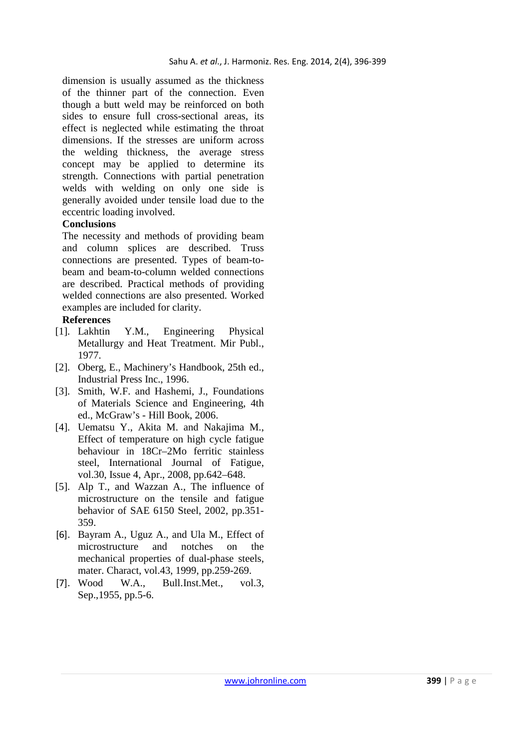dimension is usually assumed as the thickness of the thinner part of the connection. Even though a butt weld may be reinforced on both sides to ensure full cross-sectional areas, its effect is neglected while estimating the throat dimensions. If the stresses are uniform across the welding thickness, the average stress concept may be applied to determine its strength. Connections with partial penetration welds with welding on only one side is generally avoided under tensile load due to the eccentric loading involved.

## Conclusions

The necessity and methods of providing beam and column splices are described. Truss connections are presented. Types of beam-to-beam and beam-to-column welded connections are described. Practical methods of providing welded connections are also presented. Worked examples are included for clarity.

## References

[1]. Lakhtin Y.M., Engineering Physical Metallurgy and Heat Treatment. Mir Publ., 1977.

[2]. Oberg, E., Machinery's Handbook, 25th ed., Industrial Press Inc., 1996.

[3]. Smith, W.F. and Hashemi, J., Foundations of Materials Science and Engineering, 4th ed., McGraw's - Hill Book, 2006.

[4]. Uematsu Y., Akita M. and Nakajima M., Effect of temperature on high cycle fatigue behaviour in 18Cr–2Mo ferritic stainless steel, International Journal of Fatigue, vol.30, Issue 4, Apr., 2008, pp.642–648.

[5]. Alp T., and Wazzan A., The influence of microstructure on the tensile and fatigue behavior of SAE 6150 Steel, 2002, pp.351-359.

[6]. Bayram A., Uguz A., and Ula M., Effect of microstructure and notches on the mechanical properties of dual-phase steels, mater. Charact, vol.43, 1999, pp.259-269.

[7]. Wood W.A., Bull.Inst.Met., vol.3, Sep.,1955, pp.5-6.